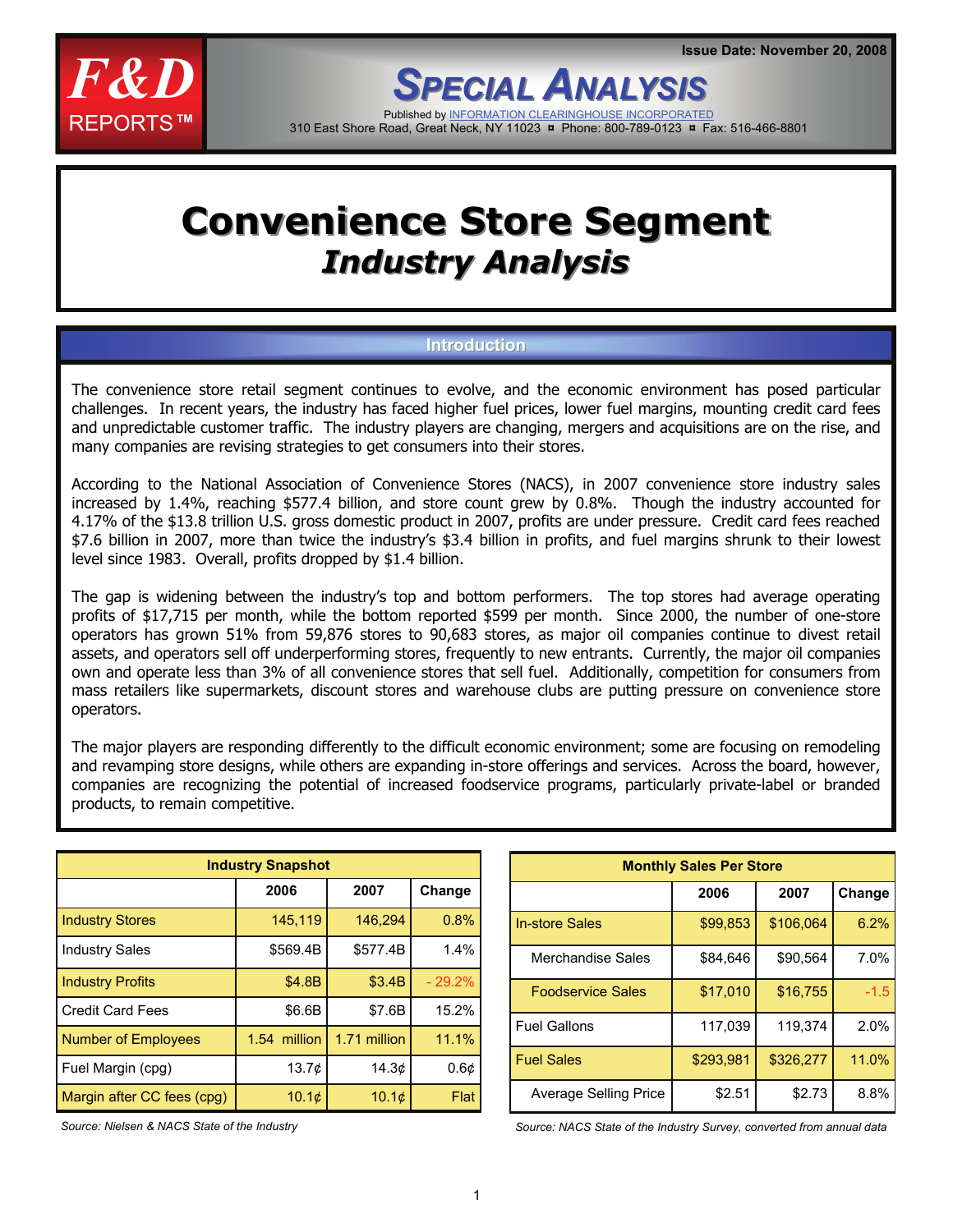**F&D REPORTS™**

Issue Date: November 20, 2008

# SPECIAL ANALYSIS

Published by INFORMATION CLEARINGHOUSE INCORPORATED
310 East Shore Road, Great Neck, NY 11023 ¤ Phone: 800-789-0123 ¤ Fax: 516-466-8801

# Convenience Store Segment
## *Industry Analysis*

### Introduction

The convenience store retail segment continues to evolve, and the economic environment has posed particular challenges. In recent years, the industry has faced higher fuel prices, lower fuel margins, mounting credit card fees and unpredictable customer traffic. The industry players are changing, mergers and acquisitions are on the rise, and many companies are revising strategies to get consumers into their stores.

According to the National Association of Convenience Stores (NACS), in 2007 convenience store industry sales increased by 1.4%, reaching $577.4 billion, and store count grew by 0.8%. Though the industry accounted for 4.17% of the $13.8 trillion U.S. gross domestic product in 2007, profits are under pressure. Credit card fees reached $7.6 billion in 2007, more than twice the industry's $3.4 billion in profits, and fuel margins shrunk to their lowest level since 1983. Overall, profits dropped by $1.4 billion.

The gap is widening between the industry's top and bottom performers. The top stores had average operating profits of $17,715 per month, while the bottom reported $599 per month. Since 2000, the number of one-store operators has grown 51% from 59,876 stores to 90,683 stores, as major oil companies continue to divest retail assets, and operators sell off underperforming stores, frequently to new entrants. Currently, the major oil companies own and operate less than 3% of all convenience stores that sell fuel. Additionally, competition for consumers from mass retailers like supermarkets, discount stores and warehouse clubs are putting pressure on convenience store operators.

The major players are responding differently to the difficult economic environment; some are focusing on remodeling and revamping store designs, while others are expanding in-store offerings and services. Across the board, however, companies are recognizing the potential of increased foodservice programs, particularly private-label or branded products, to remain competitive.

| Industry Snapshot | 2006 | 2007 | Change |
|---|---|---|---|
| Industry Stores | 145,119 | 146,294 | 0.8% |
| Industry Sales | $569.4B | $577.4B | 1.4% |
| Industry Profits | $4.8B | $3.4B | - 29.2% |
| Credit Card Fees | $6.6B | $7.6B | 15.2% |
| Number of Employees | 1.54 million | 1.71 million | 11.1% |
| Fuel Margin (cpg) | 13.7¢ | 14.3¢ | 0.6¢ |
| Margin after CC fees (cpg) | 10.1¢ | 10.1¢ | Flat |

*Source: Nielsen & NACS State of the Industry*

| Monthly Sales Per Store | 2006 | 2007 | Change |
|---|---|---|---|
| In-store Sales | $99,853 | $106,064 | 6.2% |
| Merchandise Sales | $84,646 | $90,564 | 7.0% |
| Foodservice Sales | $17,010 | $16,755 | -1.5 |
| Fuel Gallons | 117,039 | 119,374 | 2.0% |
| Fuel Sales | $293,981 | $326,277 | 11.0% |
| Average Selling Price | $2.51 | $2.73 | 8.8% |

*Source: NACS State of the Industry Survey, converted from annual data*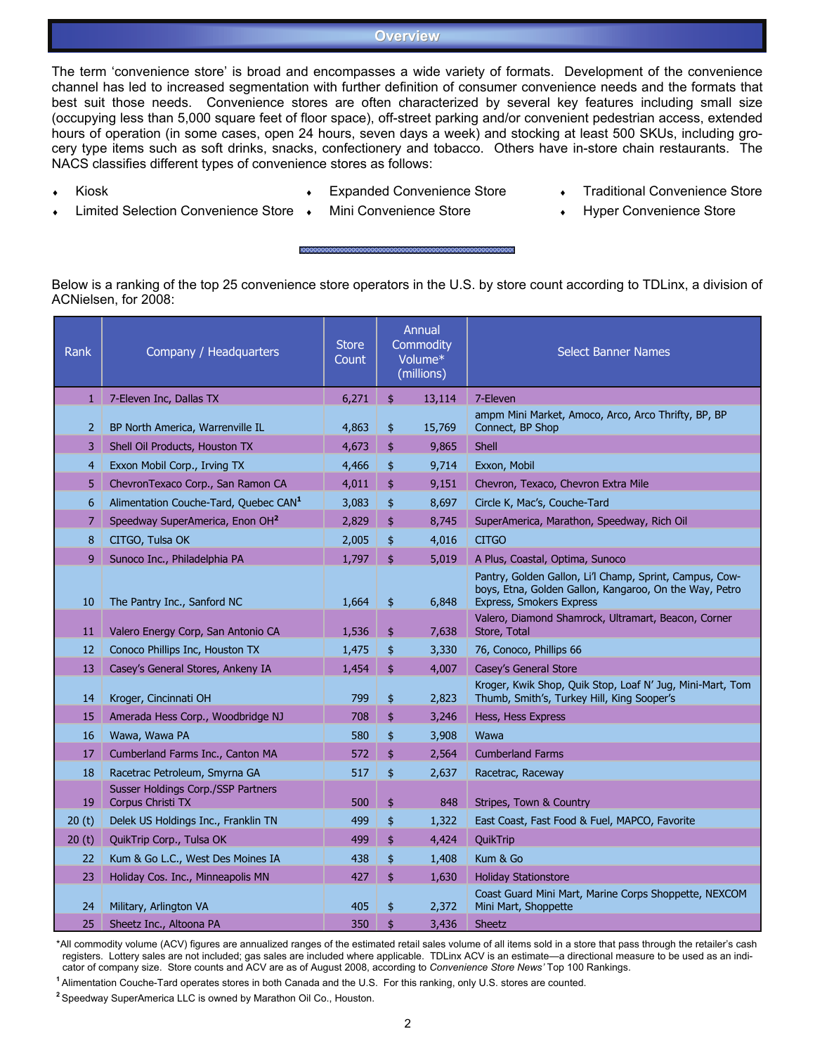## Overview

The term 'convenience store' is broad and encompasses a wide variety of formats. Development of the convenience channel has led to increased segmentation with further definition of consumer convenience needs and the formats that best suit those needs. Convenience stores are often characterized by several key features including small size (occupying less than 5,000 square feet of floor space), off-street parking and/or convenient pedestrian access, extended hours of operation (in some cases, open 24 hours, seven days a week) and stocking at least 500 SKUs, including grocery type items such as soft drinks, snacks, confectionery and tobacco. Others have in-store chain restaurants. The NACS classifies different types of convenience stores as follows:

- Kiosk
- Limited Selection Convenience Store
- Expanded Convenience Store
- Mini Convenience Store
- Traditional Convenience Store
- Hyper Convenience Store

Below is a ranking of the top 25 convenience store operators in the U.S. by store count according to TDLinx, a division of ACNielsen, for 2008:

| Rank | Company / Headquarters | Store Count | Annual Commodity Volume* (millions) | Select Banner Names |
|---|---|---|---|---|
| 1 | 7-Eleven Inc, Dallas TX | 6,271 | $ 13,114 | 7-Eleven |
| 2 | BP North America, Warrenville IL | 4,863 | $ 15,769 | ampm Mini Market, Amoco, Arco, Arco Thrifty, BP, BP Connect, BP Shop |
| 3 | Shell Oil Products, Houston TX | 4,673 | $ 9,865 | Shell |
| 4 | Exxon Mobil Corp., Irving TX | 4,466 | $ 9,714 | Exxon, Mobil |
| 5 | ChevronTexaco Corp., San Ramon CA | 4,011 | $ 9,151 | Chevron, Texaco, Chevron Extra Mile |
| 6 | Alimentation Couche-Tard, Quebec CAN[1] | 3,083 | $ 8,697 | Circle K, Mac's, Couche-Tard |
| 7 | Speedway SuperAmerica, Enon OH[2] | 2,829 | $ 8,745 | SuperAmerica, Marathon, Speedway, Rich Oil |
| 8 | CITGO, Tulsa OK | 2,005 | $ 4,016 | CITGO |
| 9 | Sunoco Inc., Philadelphia PA | 1,797 | $ 5,019 | A Plus, Coastal, Optima, Sunoco |
| 10 | The Pantry Inc., Sanford NC | 1,664 | $ 6,848 | Pantry, Golden Gallon, Li'l Champ, Sprint, Campus, Cowboys, Etna, Golden Gallon, Kangaroo, On the Way, Petro Express, Smokers Express |
| 11 | Valero Energy Corp, San Antonio CA | 1,536 | $ 7,638 | Valero, Diamond Shamrock, Ultramart, Beacon, Corner Store, Total |
| 12 | Conoco Phillips Inc, Houston TX | 1,475 | $ 3,330 | 76, Conoco, Phillips 66 |
| 13 | Casey's General Stores, Ankeny IA | 1,454 | $ 4,007 | Casey's General Store |
| 14 | Kroger, Cincinnati OH | 799 | $ 2,823 | Kroger, Kwik Shop, Quik Stop, Loaf N' Jug, Mini-Mart, Tom Thumb, Smith's, Turkey Hill, King Sooper's |
| 15 | Amerada Hess Corp., Woodbridge NJ | 708 | $ 3,246 | Hess, Hess Express |
| 16 | Wawa, Wawa PA | 580 | $ 3,908 | Wawa |
| 17 | Cumberland Farms Inc., Canton MA | 572 | $ 2,564 | Cumberland Farms |
| 18 | Racetrac Petroleum, Smyrna GA | 517 | $ 2,637 | Racetrac, Raceway |
| 19 | Susser Holdings Corp./SSP Partners Corpus Christi TX | 500 | $ 848 | Stripes, Town & Country |
| 20 (t) | Delek US Holdings Inc., Franklin TN | 499 | $ 1,322 | East Coast, Fast Food & Fuel, MAPCO, Favorite |
| 20 (t) | QuikTrip Corp., Tulsa OK | 499 | $ 4,424 | QuikTrip |
| 22 | Kum & Go L.C., West Des Moines IA | 438 | $ 1,408 | Kum & Go |
| 23 | Holiday Cos. Inc., Minneapolis MN | 427 | $ 1,630 | Holiday Stationstore |
| 24 | Military, Arlington VA | 405 | $ 2,372 | Coast Guard Mini Mart, Marine Corps Shoppette, NEXCOM Mini Mart, Shoppette |
| 25 | Sheetz Inc., Altoona PA | 350 | $ 3,436 | Sheetz |

*All commodity volume (ACV) figures are annualized ranges of the estimated retail sales volume of all items sold in a store that pass through the retailer's cash registers. Lottery sales are not included; gas sales are included where applicable. TDLinx ACV is an estimate—a directional measure to be used as an indicator of company size. Store counts and ACV are as of August 2008, according to *Convenience Store News'* Top 100 Rankings.

[1] Alimentation Couche-Tard operates stores in both Canada and the U.S. For this ranking, only U.S. stores are counted.

[2] Speedway SuperAmerica LLC is owned by Marathon Oil Co., Houston.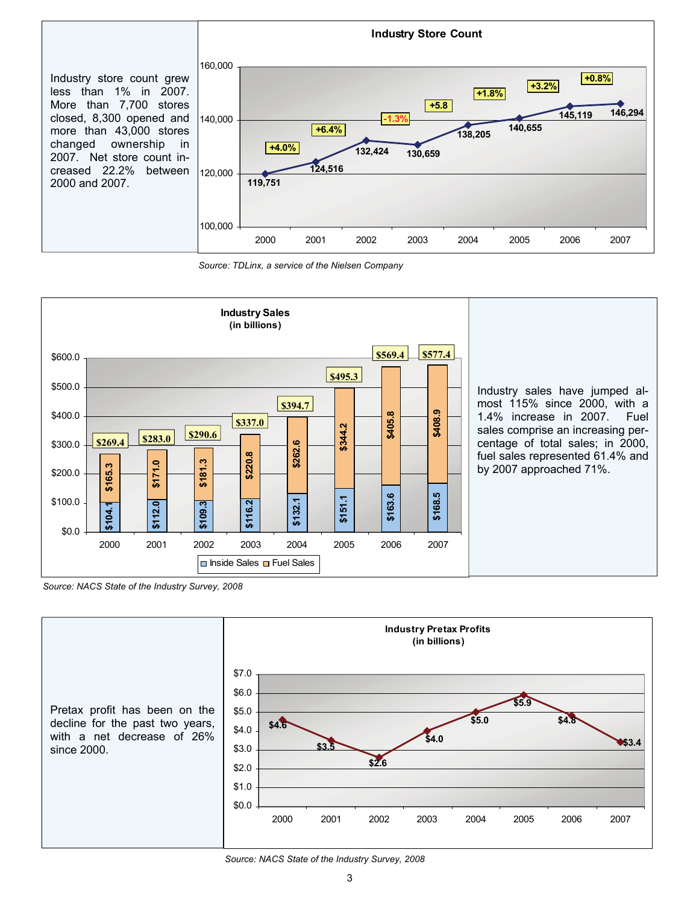Industry store count grew less than 1% in 2007. More than 7,700 stores closed, 8,300 opened and more than 43,000 stores changed ownership in 2007. Net store count increased 22.2% between 2000 and 2007.

**Industry Store Count**

| Year | Store Count | Change |
|---|---|---|
| 2000 | 119,751 | |
| 2001 | 124,516 | +4.0% |
| 2002 | 132,424 | +6.4% |
| 2003 | 130,659 | -1.3% |
| 2004 | 138,205 | +5.8 |
| 2005 | 140,655 | +1.8% |
| 2006 | 145,119 | +3.2% |
| 2007 | 146,294 | +0.8% |

*Source: TDLinx, a service of the Nielsen Company*

**Industry Sales (in billions)**

| Year | Inside Sales | Fuel Sales | Total |
|---|---|---|---|
| 2000 | $104.1 | $165.3 | $269.4 |
| 2001 | $112.0 | $171.0 | $283.0 |
| 2002 | $109.3 | $181.3 | $290.6 |
| 2003 | $116.2 | $220.8 | $337.0 |
| 2004 | $132.1 | $262.6 | $394.7 |
| 2005 | $151.1 | $344.2 | $495.3 |
| 2006 | $163.6 | $405.8 | $569.4 |
| 2007 | $168.5 | $408.9 | $577.4 |

Industry sales have jumped almost 115% since 2000, with a 1.4% increase in 2007. Fuel sales comprise an increasing percentage of total sales; in 2000, fuel sales represented 61.4% and by 2007 approached 71%.

*Source: NACS State of the Industry Survey, 2008*

Pretax profit has been on the decline for the past two years, with a net decrease of 26% since 2000.

**Industry Pretax Profits (in billions)**

| Year | Pretax Profits |
|---|---|
| 2000 | $4.6 |
| 2001 | $3.5 |
| 2002 | $2.6 |
| 2003 | $4.0 |
| 2004 | $5.0 |
| 2005 | $5.9 |
| 2006 | $4.8 |
| 2007 | $3.4 |

*Source: NACS State of the Industry Survey, 2008*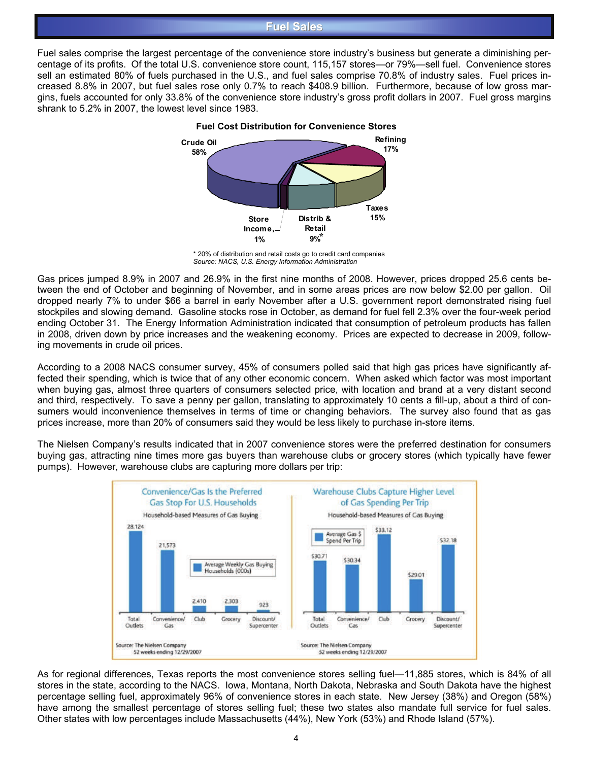## Fuel Sales

Fuel sales comprise the largest percentage of the convenience store industry's business but generate a diminishing percentage of its profits. Of the total U.S. convenience store count, 115,157 stores—or 79%—sell fuel. Convenience stores sell an estimated 80% of fuels purchased in the U.S., and fuel sales comprise 70.8% of industry sales. Fuel prices increased 8.8% in 2007, but fuel sales rose only 0.7% to reach $408.9 billion. Furthermore, because of low gross margins, fuels accounted for only 33.8% of the convenience store industry's gross profit dollars in 2007. Fuel gross margins shrank to 5.2% in 2007, the lowest level since 1983.

**Fuel Cost Distribution for Convenience Stores**

| Component | Share |
|---|---|
| Crude Oil | 58% |
| Refining | 17% |
| Taxes | 15% |
| Distrib & Retail | 9%* |
| Store Income | 1% |

\* 20% of distribution and retail costs go to credit card companies
*Source: NACS, U.S. Energy Information Administration*

Gas prices jumped 8.9% in 2007 and 26.9% in the first nine months of 2008. However, prices dropped 25.6 cents between the end of October and beginning of November, and in some areas prices are now below $2.00 per gallon. Oil dropped nearly 7% to under $66 a barrel in early November after a U.S. government report demonstrated rising fuel stockpiles and slowing demand. Gasoline stocks rose in October, as demand for fuel fell 2.3% over the four-week period ending October 31. The Energy Information Administration indicated that consumption of petroleum products has fallen in 2008, driven down by price increases and the weakening economy. Prices are expected to decrease in 2009, following movements in crude oil prices.

According to a 2008 NACS consumer survey, 45% of consumers polled said that high gas prices have significantly affected their spending, which is twice that of any other economic concern. When asked which factor was most important when buying gas, almost three quarters of consumers selected price, with location and brand at a very distant second and third, respectively. To save a penny per gallon, translating to approximately 10 cents a fill-up, about a third of consumers would inconvenience themselves in terms of time or changing behaviors. The survey also found that as gas prices increase, more than 20% of consumers said they would be less likely to purchase in-store items.

The Nielsen Company's results indicated that in 2007 convenience stores were the preferred destination for consumers buying gas, attracting nine times more gas buyers than warehouse clubs or grocery stores (which typically have fewer pumps). However, warehouse clubs are capturing more dollars per trip:

**Convenience/Gas Is the Preferred Gas Stop For U.S. Households**

Household-based Measures of Gas Buying

| Outlet | Average Weekly Gas Buying Households (000s) |
|---|---|
| Total Outlets | 28,124 |
| Convenience/Gas | 21,573 |
| Club | 2,410 |
| Grocery | 2,303 |
| Discount/Supercenter | 923 |

Source: The Nielsen Company, 52 weeks ending 12/29/2007

**Warehouse Clubs Capture Higher Level of Gas Spending Per Trip**

Household-based Measures of Gas Buying

| Outlet | Average Gas $ Spend Per Trip |
|---|---|
| Total Outlets | $30.71 |
| Convenience/Gas | $30.34 |
| Club | $33.12 |
| Grocery | $29.01 |
| Discount/Supercenter | $32.18 |

Source: The Nielsen Company, 52 weeks ending 12/29/2007

As for regional differences, Texas reports the most convenience stores selling fuel—11,885 stores, which is 84% of all stores in the state, according to the NACS. Iowa, Montana, North Dakota, Nebraska and South Dakota have the highest percentage selling fuel, approximately 96% of convenience stores in each state. New Jersey (38%) and Oregon (58%) have among the smallest percentage of stores selling fuel; these two states also mandate full service for fuel sales. Other states with low percentages include Massachusetts (44%), New York (53%) and Rhode Island (57%).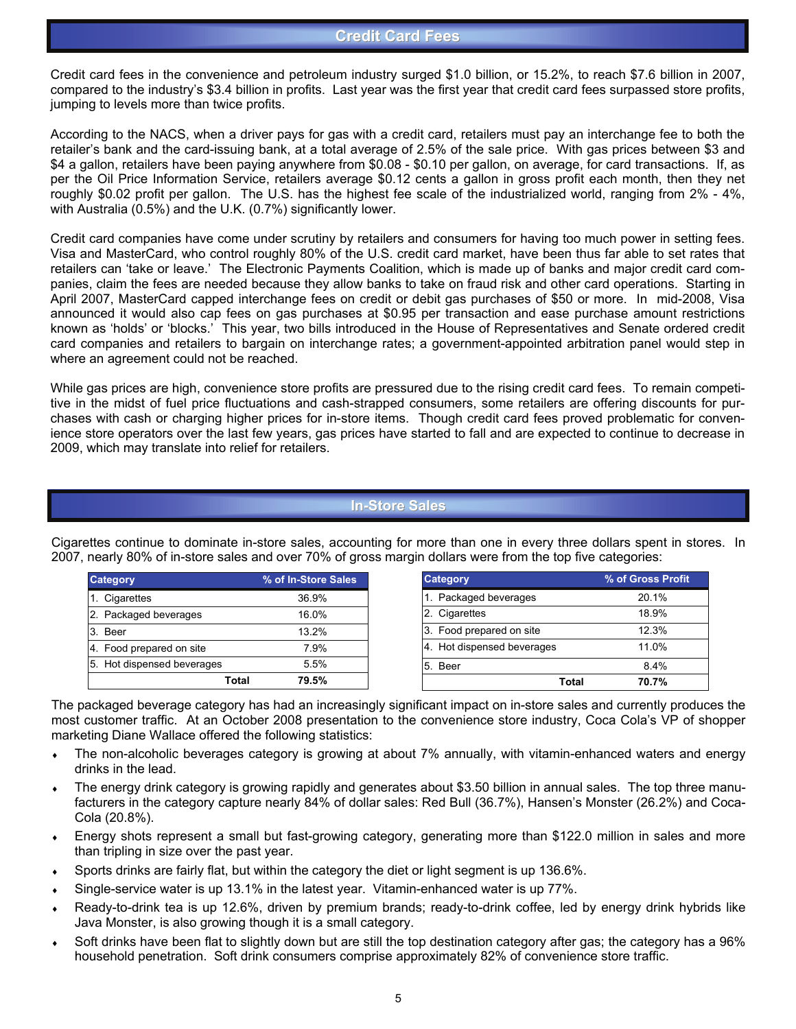## Credit Card Fees

Credit card fees in the convenience and petroleum industry surged $1.0 billion, or 15.2%, to reach $7.6 billion in 2007, compared to the industry's $3.4 billion in profits. Last year was the first year that credit card fees surpassed store profits, jumping to levels more than twice profits.

According to the NACS, when a driver pays for gas with a credit card, retailers must pay an interchange fee to both the retailer's bank and the card-issuing bank, at a total average of 2.5% of the sale price. With gas prices between $3 and $4 a gallon, retailers have been paying anywhere from $0.08 - $0.10 per gallon, on average, for card transactions. If, as per the Oil Price Information Service, retailers average $0.12 cents a gallon in gross profit each month, then they net roughly $0.02 profit per gallon. The U.S. has the highest fee scale of the industrialized world, ranging from 2% - 4%, with Australia (0.5%) and the U.K. (0.7%) significantly lower.

Credit card companies have come under scrutiny by retailers and consumers for having too much power in setting fees. Visa and MasterCard, who control roughly 80% of the U.S. credit card market, have been thus far able to set rates that retailers can 'take or leave.' The Electronic Payments Coalition, which is made up of banks and major credit card companies, claim the fees are needed because they allow banks to take on fraud risk and other card operations. Starting in April 2007, MasterCard capped interchange fees on credit or debit gas purchases of $50 or more. In mid-2008, Visa announced it would also cap fees on gas purchases at $0.95 per transaction and ease purchase amount restrictions known as 'holds' or 'blocks.' This year, two bills introduced in the House of Representatives and Senate ordered credit card companies and retailers to bargain on interchange rates; a government-appointed arbitration panel would step in where an agreement could not be reached.

While gas prices are high, convenience store profits are pressured due to the rising credit card fees. To remain competitive in the midst of fuel price fluctuations and cash-strapped consumers, some retailers are offering discounts for purchases with cash or charging higher prices for in-store items. Though credit card fees proved problematic for convenience store operators over the last few years, gas prices have started to fall and are expected to continue to decrease in 2009, which may translate into relief for retailers.

## In-Store Sales

Cigarettes continue to dominate in-store sales, accounting for more than one in every three dollars spent in stores. In 2007, nearly 80% of in-store sales and over 70% of gross margin dollars were from the top five categories:

| Category | % of In-Store Sales |
|---|---|
| 1. Cigarettes | 36.9% |
| 2. Packaged beverages | 16.0% |
| 3. Beer | 13.2% |
| 4. Food prepared on site | 7.9% |
| 5. Hot dispensed beverages | 5.5% |
| **Total** | **79.5%** |

| Category | % of Gross Profit |
|---|---|
| 1. Packaged beverages | 20.1% |
| 2. Cigarettes | 18.9% |
| 3. Food prepared on site | 12.3% |
| 4. Hot dispensed beverages | 11.0% |
| 5. Beer | 8.4% |
| **Total** | **70.7%** |

The packaged beverage category has had an increasingly significant impact on in-store sales and currently produces the most customer traffic. At an October 2008 presentation to the convenience store industry, Coca Cola's VP of shopper marketing Diane Wallace offered the following statistics:

- The non-alcoholic beverages category is growing at about 7% annually, with vitamin-enhanced waters and energy drinks in the lead.
- The energy drink category is growing rapidly and generates about $3.50 billion in annual sales. The top three manufacturers in the category capture nearly 84% of dollar sales: Red Bull (36.7%), Hansen's Monster (26.2%) and Coca-Cola (20.8%).
- Energy shots represent a small but fast-growing category, generating more than $122.0 million in sales and more than tripling in size over the past year.
- Sports drinks are fairly flat, but within the category the diet or light segment is up 136.6%.
- Single-service water is up 13.1% in the latest year. Vitamin-enhanced water is up 77%.
- Ready-to-drink tea is up 12.6%, driven by premium brands; ready-to-drink coffee, led by energy drink hybrids like Java Monster, is also growing though it is a small category.
- Soft drinks have been flat to slightly down but are still the top destination category after gas; the category has a 96% household penetration. Soft drink consumers comprise approximately 82% of convenience store traffic.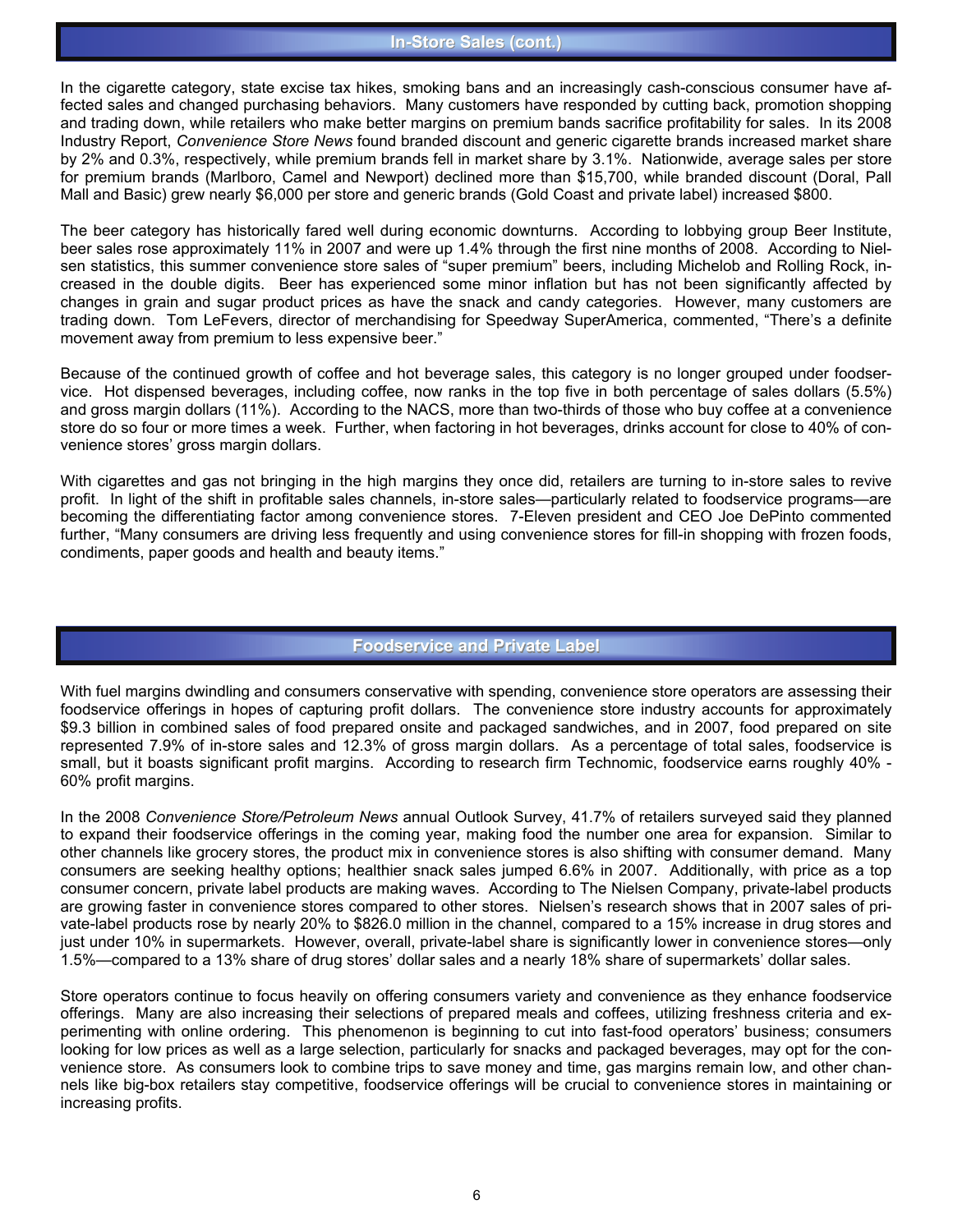## In-Store Sales (cont.)

In the cigarette category, state excise tax hikes, smoking bans and an increasingly cash-conscious consumer have affected sales and changed purchasing behaviors. Many customers have responded by cutting back, promotion shopping and trading down, while retailers who make better margins on premium bands sacrifice profitability for sales. In its 2008 Industry Report, *Convenience Store News* found branded discount and generic cigarette brands increased market share by 2% and 0.3%, respectively, while premium brands fell in market share by 3.1%. Nationwide, average sales per store for premium brands (Marlboro, Camel and Newport) declined more than $15,700, while branded discount (Doral, Pall Mall and Basic) grew nearly $6,000 per store and generic brands (Gold Coast and private label) increased $800.

The beer category has historically fared well during economic downturns. According to lobbying group Beer Institute, beer sales rose approximately 11% in 2007 and were up 1.4% through the first nine months of 2008. According to Nielsen statistics, this summer convenience store sales of "super premium" beers, including Michelob and Rolling Rock, increased in the double digits. Beer has experienced some minor inflation but has not been significantly affected by changes in grain and sugar product prices as have the snack and candy categories. However, many customers are trading down. Tom LeFevers, director of merchandising for Speedway SuperAmerica, commented, "There's a definite movement away from premium to less expensive beer."

Because of the continued growth of coffee and hot beverage sales, this category is no longer grouped under foodservice. Hot dispensed beverages, including coffee, now ranks in the top five in both percentage of sales dollars (5.5%) and gross margin dollars (11%). According to the NACS, more than two-thirds of those who buy coffee at a convenience store do so four or more times a week. Further, when factoring in hot beverages, drinks account for close to 40% of convenience stores' gross margin dollars.

With cigarettes and gas not bringing in the high margins they once did, retailers are turning to in-store sales to revive profit. In light of the shift in profitable sales channels, in-store sales—particularly related to foodservice programs—are becoming the differentiating factor among convenience stores. 7-Eleven president and CEO Joe DePinto commented further, "Many consumers are driving less frequently and using convenience stores for fill-in shopping with frozen foods, condiments, paper goods and health and beauty items."

## Foodservice and Private Label

With fuel margins dwindling and consumers conservative with spending, convenience store operators are assessing their foodservice offerings in hopes of capturing profit dollars. The convenience store industry accounts for approximately $9.3 billion in combined sales of food prepared onsite and packaged sandwiches, and in 2007, food prepared on site represented 7.9% of in-store sales and 12.3% of gross margin dollars. As a percentage of total sales, foodservice is small, but it boasts significant profit margins. According to research firm Technomic, foodservice earns roughly 40% - 60% profit margins.

In the 2008 *Convenience Store/Petroleum News* annual Outlook Survey, 41.7% of retailers surveyed said they planned to expand their foodservice offerings in the coming year, making food the number one area for expansion. Similar to other channels like grocery stores, the product mix in convenience stores is also shifting with consumer demand. Many consumers are seeking healthy options; healthier snack sales jumped 6.6% in 2007. Additionally, with price as a top consumer concern, private label products are making waves. According to The Nielsen Company, private-label products are growing faster in convenience stores compared to other stores. Nielsen's research shows that in 2007 sales of private-label products rose by nearly 20% to $826.0 million in the channel, compared to a 15% increase in drug stores and just under 10% in supermarkets. However, overall, private-label share is significantly lower in convenience stores—only 1.5%—compared to a 13% share of drug stores' dollar sales and a nearly 18% share of supermarkets' dollar sales.

Store operators continue to focus heavily on offering consumers variety and convenience as they enhance foodservice offerings. Many are also increasing their selections of prepared meals and coffees, utilizing freshness criteria and experimenting with online ordering. This phenomenon is beginning to cut into fast-food operators' business; consumers looking for low prices as well as a large selection, particularly for snacks and packaged beverages, may opt for the convenience store. As consumers look to combine trips to save money and time, gas margins remain low, and other channels like big-box retailers stay competitive, foodservice offerings will be crucial to convenience stores in maintaining or increasing profits.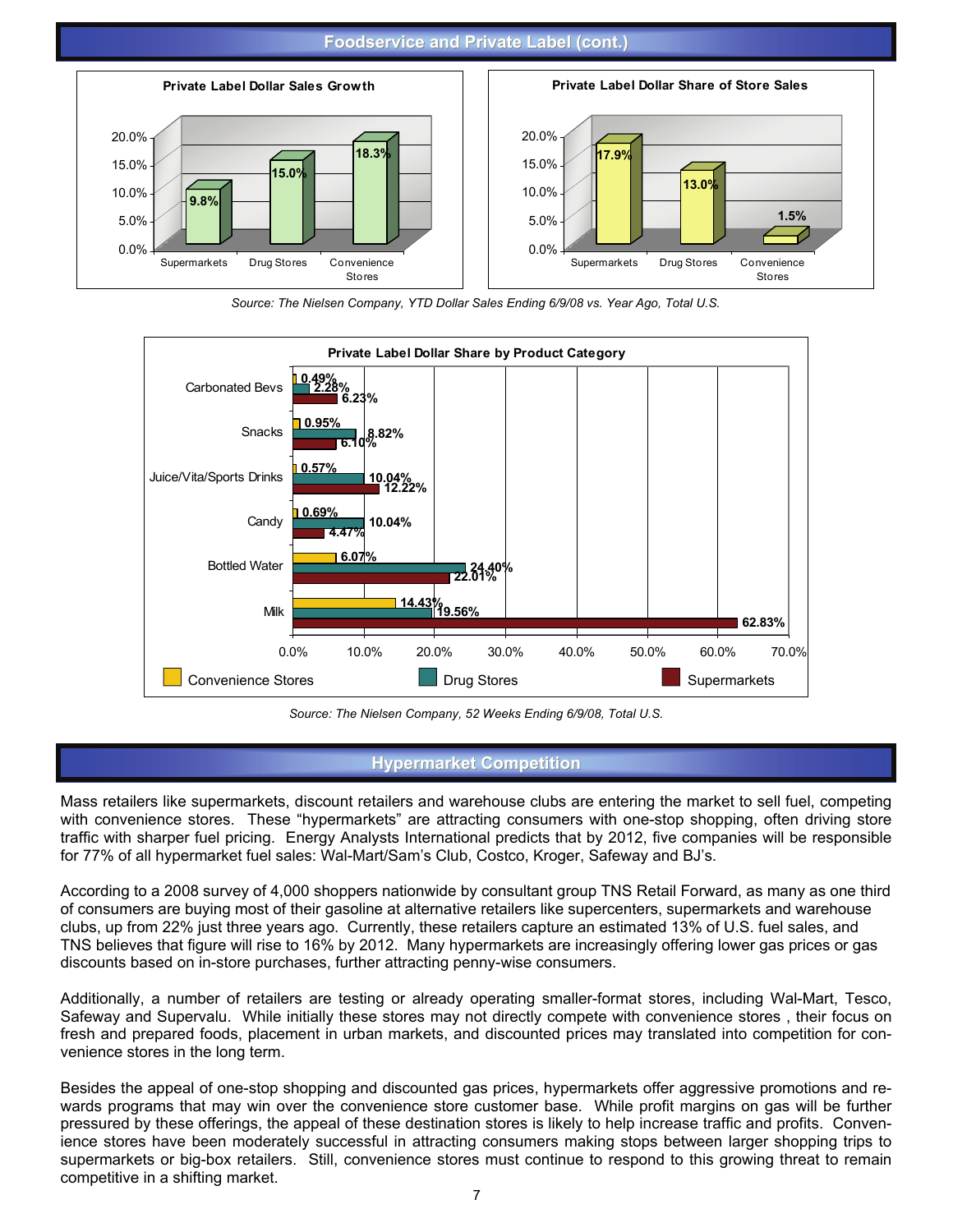## Foodservice and Private Label (cont.)

**Private Label Dollar Sales Growth**

| | Supermarkets | Drug Stores | Convenience Stores |
|---|---|---|---|
| Growth | 9.8% | 15.0% | 18.3% |

**Private Label Dollar Share of Store Sales**

| | Supermarkets | Drug Stores | Convenience Stores |
|---|---|---|---|
| Share | 17.9% | 13.0% | 1.5% |

*Source: The Nielsen Company, YTD Dollar Sales Ending 6/9/08 vs. Year Ago, Total U.S.*

**Private Label Dollar Share by Product Category**

| Category | Convenience Stores | Drug Stores | Supermarkets |
|---|---|---|---|
| Carbonated Bevs | 0.49% | 2.28% | 6.23% |
| Snacks | 0.95% | 8.82% | 6.10% |
| Juice/Vita/Sports Drinks | 0.57% | 10.04% | 12.22% |
| Candy | 0.69% | 10.04% | 4.47% |
| Bottled Water | 6.07% | 24.40% | 22.01% |
| Milk | 14.43% | 19.56% | 62.83% |

*Source: The Nielsen Company, 52 Weeks Ending 6/9/08, Total U.S.*

## Hypermarket Competition

Mass retailers like supermarkets, discount retailers and warehouse clubs are entering the market to sell fuel, competing with convenience stores. These "hypermarkets" are attracting consumers with one-stop shopping, often driving store traffic with sharper fuel pricing. Energy Analysts International predicts that by 2012, five companies will be responsible for 77% of all hypermarket fuel sales: Wal-Mart/Sam's Club, Costco, Kroger, Safeway and BJ's.

According to a 2008 survey of 4,000 shoppers nationwide by consultant group TNS Retail Forward, as many as one third of consumers are buying most of their gasoline at alternative retailers like supercenters, supermarkets and warehouse clubs, up from 22% just three years ago. Currently, these retailers capture an estimated 13% of U.S. fuel sales, and TNS believes that figure will rise to 16% by 2012. Many hypermarkets are increasingly offering lower gas prices or gas discounts based on in-store purchases, further attracting penny-wise consumers.

Additionally, a number of retailers are testing or already operating smaller-format stores, including Wal-Mart, Tesco, Safeway and Supervalu. While initially these stores may not directly compete with convenience stores , their focus on fresh and prepared foods, placement in urban markets, and discounted prices may translated into competition for convenience stores in the long term.

Besides the appeal of one-stop shopping and discounted gas prices, hypermarkets offer aggressive promotions and rewards programs that may win over the convenience store customer base. While profit margins on gas will be further pressured by these offerings, the appeal of these destination stores is likely to help increase traffic and profits. Convenience stores have been moderately successful in attracting consumers making stops between larger shopping trips to supermarkets or big-box retailers. Still, convenience stores must continue to respond to this growing threat to remain competitive in a shifting market.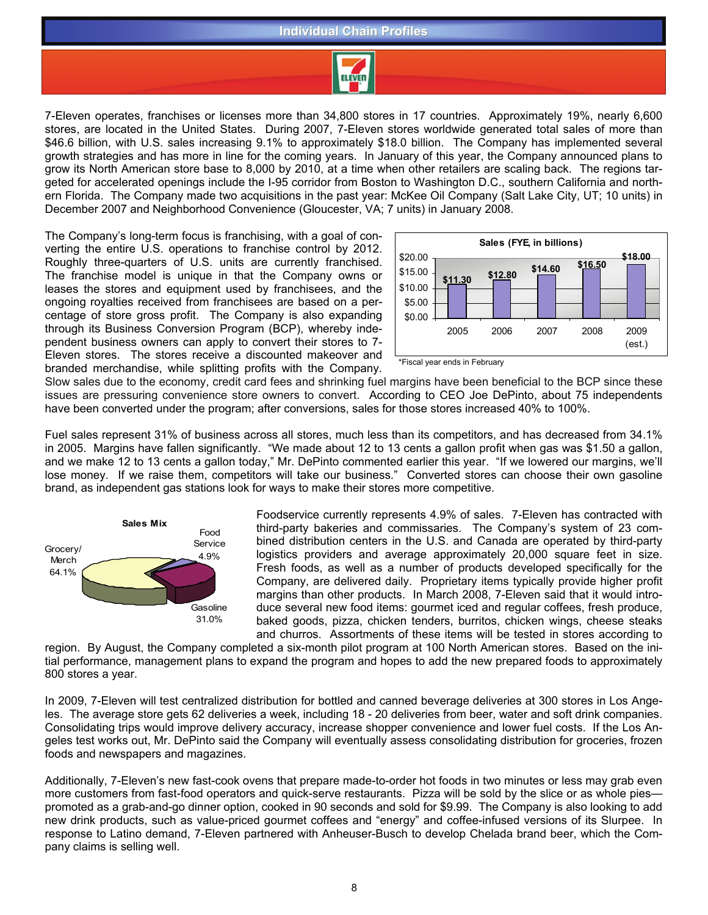## Individual Chain Profiles

7-Eleven operates, franchises or licenses more than 34,800 stores in 17 countries. Approximately 19%, nearly 6,600 stores, are located in the United States. During 2007, 7-Eleven stores worldwide generated total sales of more than $46.6 billion, with U.S. sales increasing 9.1% to approximately $18.0 billion. The Company has implemented several growth strategies and has more in line for the coming years. In January of this year, the Company announced plans to grow its North American store base to 8,000 by 2010, at a time when other retailers are scaling back. The regions targeted for accelerated openings include the I-95 corridor from Boston to Washington D.C., southern California and northern Florida. The Company made two acquisitions in the past year: McKee Oil Company (Salt Lake City, UT; 10 units) in December 2007 and Neighborhood Convenience (Gloucester, VA; 7 units) in January 2008.

The Company's long-term focus is franchising, with a goal of converting the entire U.S. operations to franchise control by 2012. Roughly three-quarters of U.S. units are currently franchised. The franchise model is unique in that the Company owns or leases the stores and equipment used by franchisees, and the ongoing royalties received from franchisees are based on a percentage of store gross profit. The Company is also expanding through its Business Conversion Program (BCP), whereby independent business owners can apply to convert their stores to 7-Eleven stores. The stores receive a discounted makeover and branded merchandise, while splitting profits with the Company. Slow sales due to the economy, credit card fees and shrinking fuel margins have been beneficial to the BCP since these issues are pressuring convenience store owners to convert. According to CEO Joe DePinto, about 75 independents have been converted under the program; after conversions, sales for those stores increased 40% to 100%.

**Sales (FYE, in billions)**

| Year | Sales |
|---|---|
| 2005 | $11.30 |
| 2006 | $12.80 |
| 2007 | $14.60 |
| 2008 | $16.50 |
| 2009 (est.) | $18.00 |

*Fiscal year ends in February

Fuel sales represent 31% of business across all stores, much less than its competitors, and has decreased from 34.1% in 2005. Margins have fallen significantly. "We made about 12 to 13 cents a gallon profit when gas was $1.50 a gallon, and we make 12 to 13 cents a gallon today," Mr. DePinto commented earlier this year. "If we lowered our margins, we'll lose money. If we raise them, competitors will take our business." Converted stores can choose their own gasoline brand, as independent gas stations look for ways to make their stores more competitive.

**Sales Mix**

| Category | Share |
|---|---|
| Grocery/Merch | 64.1% |
| Gasoline | 31.0% |
| Food Service | 4.9% |

Foodservice currently represents 4.9% of sales. 7-Eleven has contracted with third-party bakeries and commissaries. The Company's system of 23 combined distribution centers in the U.S. and Canada are operated by third-party logistics providers and average approximately 20,000 square feet in size. Fresh foods, as well as a number of products developed specifically for the Company, are delivered daily. Proprietary items typically provide higher profit margins than other products. In March 2008, 7-Eleven said that it would introduce several new food items: gourmet iced and regular coffees, fresh produce, baked goods, pizza, chicken tenders, burritos, chicken wings, cheese steaks and churros. Assortments of these items will be tested in stores according to region. By August, the Company completed a six-month pilot program at 100 North American stores. Based on the initial performance, management plans to expand the program and hopes to add the new prepared foods to approximately 800 stores a year.

In 2009, 7-Eleven will test centralized distribution for bottled and canned beverage deliveries at 300 stores in Los Angeles. The average store gets 62 deliveries a week, including 18 - 20 deliveries from beer, water and soft drink companies. Consolidating trips would improve delivery accuracy, increase shopper convenience and lower fuel costs. If the Los Angeles test works out, Mr. DePinto said the Company will eventually assess consolidating distribution for groceries, frozen foods and newspapers and magazines.

Additionally, 7-Eleven's new fast-cook ovens that prepare made-to-order hot foods in two minutes or less may grab even more customers from fast-food operators and quick-serve restaurants. Pizza will be sold by the slice or as whole pies—promoted as a grab-and-go dinner option, cooked in 90 seconds and sold for $9.99. The Company is also looking to add new drink products, such as value-priced gourmet coffees and "energy" and coffee-infused versions of its Slurpee. In response to Latino demand, 7-Eleven partnered with Anheuser-Busch to develop Chelada brand beer, which the Company claims is selling well.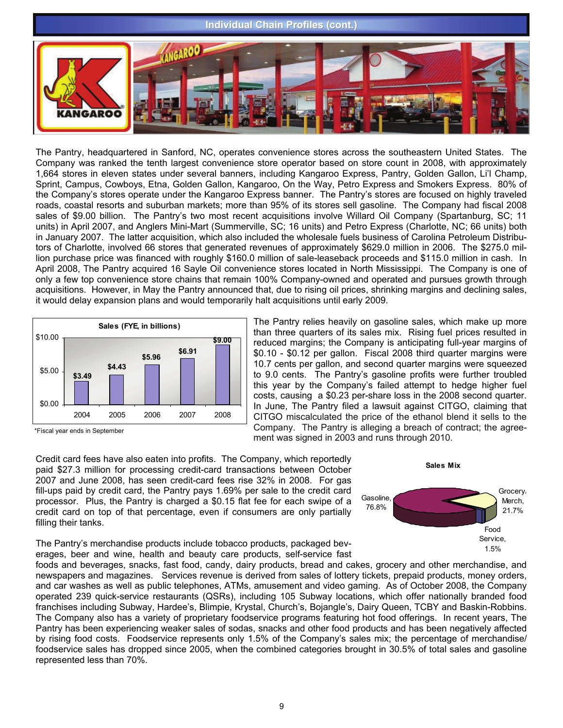## Individual Chain Profiles (cont.)

The Pantry, headquartered in Sanford, NC, operates convenience stores across the southeastern United States. The Company was ranked the tenth largest convenience store operator based on store count in 2008, with approximately 1,664 stores in eleven states under several banners, including Kangaroo Express, Pantry, Golden Gallon, Li'l Champ, Sprint, Campus, Cowboys, Etna, Golden Gallon, Kangaroo, On the Way, Petro Express and Smokers Express. 80% of the Company's stores operate under the Kangaroo Express banner. The Pantry's stores are focused on highly traveled roads, coastal resorts and suburban markets; more than 95% of its stores sell gasoline. The Company had fiscal 2008 sales of $9.00 billion. The Pantry's two most recent acquisitions involve Willard Oil Company (Spartanburg, SC; 11 units) in April 2007, and Anglers Mini-Mart (Summerville, SC; 16 units) and Petro Express (Charlotte, NC; 66 units) both in January 2007. The latter acquisition, which also included the wholesale fuels business of Carolina Petroleum Distributors of Charlotte, involved 66 stores that generated revenues of approximately $629.0 million in 2006. The $275.0 million purchase price was financed with roughly $160.0 million of sale-leaseback proceeds and $115.0 million in cash. In April 2008, The Pantry acquired 16 Sayle Oil convenience stores located in North Mississippi. The Company is one of only a few top convenience store chains that remain 100% Company-owned and operated and pursues growth through acquisitions. However, in May the Pantry announced that, due to rising oil prices, shrinking margins and declining sales, it would delay expansion plans and would temporarily halt acquisitions until early 2009.

**Sales (FYE, in billions)**

| 2004 | 2005 | 2006 | 2007 | 2008 |
|---|---|---|---|---|
| $3.49 | $4.43 | $5.96 | $6.91 | $9.00 |

*Fiscal year ends in September

The Pantry relies heavily on gasoline sales, which make up more than three quarters of its sales mix. Rising fuel prices resulted in reduced margins; the Company is anticipating full-year margins of $0.10 - $0.12 per gallon. Fiscal 2008 third quarter margins were 10.7 cents per gallon, and second quarter margins were squeezed to 9.0 cents. The Pantry's gasoline profits were further troubled this year by the Company's failed attempt to hedge higher fuel costs, causing a $0.23 per-share loss in the 2008 second quarter. In June, The Pantry filed a lawsuit against CITGO, claiming that CITGO miscalculated the price of the ethanol blend it sells to the Company. The Pantry is alleging a breach of contract; the agreement was signed in 2003 and runs through 2010.

Credit card fees have also eaten into profits. The Company, which reportedly paid $27.3 million for processing credit-card transactions between October 2007 and June 2008, has seen credit-card fees rise 32% in 2008. For gas fill-ups paid by credit card, the Pantry pays 1.69% per sale to the credit card processor. Plus, the Pantry is charged a $0.15 flat fee for each swipe of a credit card on top of that percentage, even if consumers are only partially filling their tanks.

**Sales Mix**

| Category | Share |
|---|---|
| Gasoline | 76.8% |
| Grocery/Merch. | 21.7% |
| Food Service | 1.5% |

The Pantry's merchandise products include tobacco products, packaged beverages, beer and wine, health and beauty care products, self-service fast foods and beverages, snacks, fast food, candy, dairy products, bread and cakes, grocery and other merchandise, and newspapers and magazines. Services revenue is derived from sales of lottery tickets, prepaid products, money orders, and car washes as well as public telephones, ATMs, amusement and video gaming. As of October 2008, the Company operated 239 quick-service restaurants (QSRs), including 105 Subway locations, which offer nationally branded food franchises including Subway, Hardee's, Blimpie, Krystal, Church's, Bojangle's, Dairy Queen, TCBY and Baskin-Robbins. The Company also has a variety of proprietary foodservice programs featuring hot food offerings. In recent years, The Pantry has been experiencing weaker sales of sodas, snacks and other food products and has been negatively affected by rising food costs. Foodservice represents only 1.5% of the Company's sales mix; the percentage of merchandise/foodservice sales has dropped since 2005, when the combined categories brought in 30.5% of total sales and gasoline represented less than 70%.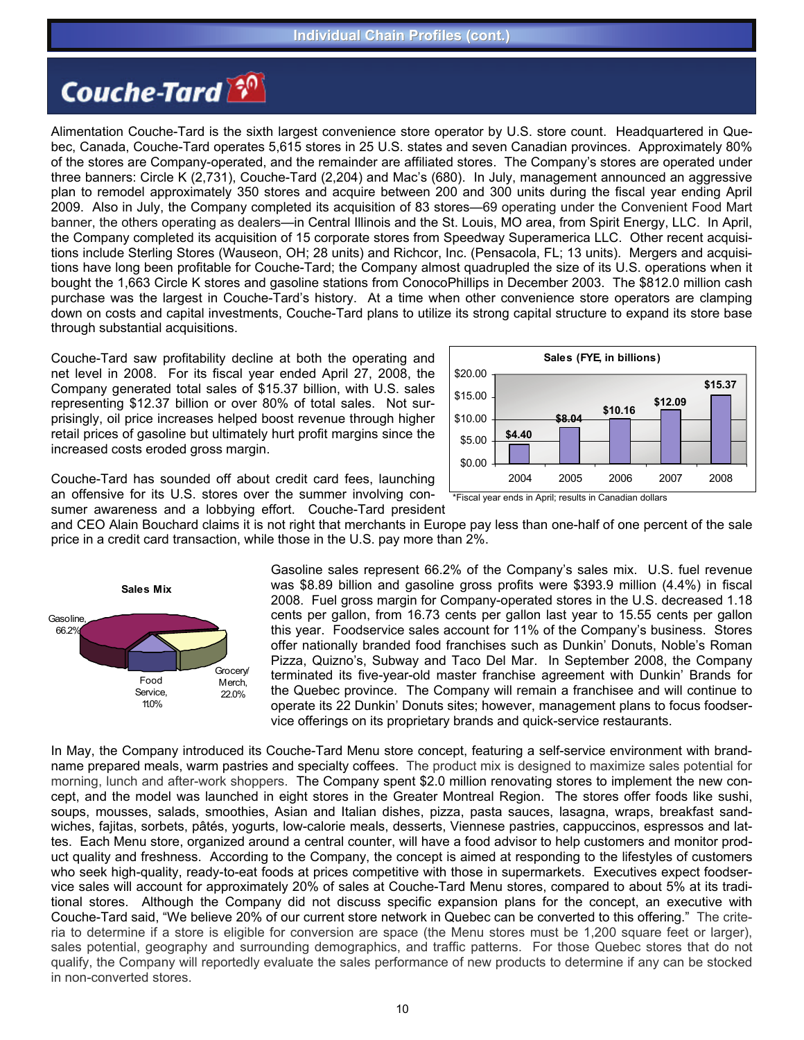## Couche-Tard

Alimentation Couche-Tard is the sixth largest convenience store operator by U.S. store count. Headquartered in Quebec, Canada, Couche-Tard operates 5,615 stores in 25 U.S. states and seven Canadian provinces. Approximately 80% of the stores are Company-operated, and the remainder are affiliated stores. The Company's stores are operated under three banners: Circle K (2,731), Couche-Tard (2,204) and Mac's (680). In July, management announced an aggressive plan to remodel approximately 350 stores and acquire between 200 and 300 units during the fiscal year ending April 2009. Also in July, the Company completed its acquisition of 83 stores—69 operating under the Convenient Food Mart banner, the others operating as dealers—in Central Illinois and the St. Louis, MO area, from Spirit Energy, LLC. In April, the Company completed its acquisition of 15 corporate stores from Speedway Superamerica LLC. Other recent acquisitions include Sterling Stores (Wauseon, OH; 28 units) and Richcor, Inc. (Pensacola, FL; 13 units). Mergers and acquisitions have long been profitable for Couche-Tard; the Company almost quadrupled the size of its U.S. operations when it bought the 1,663 Circle K stores and gasoline stations from ConocoPhillips in December 2003. The $812.0 million cash purchase was the largest in Couche-Tard's history. At a time when other convenience store operators are clamping down on costs and capital investments, Couche-Tard plans to utilize its strong capital structure to expand its store base through substantial acquisitions.

Couche-Tard saw profitability decline at both the operating and net level in 2008. For its fiscal year ended April 27, 2008, the Company generated total sales of $15.37 billion, with U.S. sales representing $12.37 billion or over 80% of total sales. Not surprisingly, oil price increases helped boost revenue through higher retail prices of gasoline but ultimately hurt profit margins since the increased costs eroded gross margin.

**Sales (FYE, in billions)**

| Year | Sales |
|---|---|
| 2004 | $4.40 |
| 2005 | $8.04 |
| 2006 | $10.16 |
| 2007 | $12.09 |
| 2008 | $15.37 |

*Fiscal year ends in April; results in Canadian dollars

Couche-Tard has sounded off about credit card fees, launching an offensive for its U.S. stores over the summer involving consumer awareness and a lobbying effort. Couche-Tard president and CEO Alain Bouchard claims it is not right that merchants in Europe pay less than one-half of one percent of the sale price in a credit card transaction, while those in the U.S. pay more than 2%.

**Sales Mix**

| Category | Share |
|---|---|
| Gasoline | 66.2% |
| Grocery/Merch. | 22.0% |
| Food Service | 11.0% |

Gasoline sales represent 66.2% of the Company's sales mix. U.S. fuel revenue was $8.89 billion and gasoline gross profits were $393.9 million (4.4%) in fiscal 2008. Fuel gross margin for Company-operated stores in the U.S. decreased 1.18 cents per gallon, from 16.73 cents per gallon last year to 15.55 cents per gallon this year. Foodservice sales account for 11% of the Company's business. Stores offer nationally branded food franchises such as Dunkin' Donuts, Noble's Roman Pizza, Quizno's, Subway and Taco Del Mar. In September 2008, the Company terminated its five-year-old master franchise agreement with Dunkin' Brands for the Quebec province. The Company will remain a franchisee and will continue to operate its 22 Dunkin' Donuts sites; however, management plans to focus foodservice offerings on its proprietary brands and quick-service restaurants.

In May, the Company introduced its Couche-Tard Menu store concept, featuring a self-service environment with brand-name prepared meals, warm pastries and specialty coffees. The product mix is designed to maximize sales potential for morning, lunch and after-work shoppers. The Company spent $2.0 million renovating stores to implement the new concept, and the model was launched in eight stores in the Greater Montreal Region. The stores offer foods like sushi, soups, mousses, salads, smoothies, Asian and Italian dishes, pizza, pasta sauces, lasagna, wraps, breakfast sandwiches, fajitas, sorbets, pâtés, yogurts, low-calorie meals, desserts, Viennese pastries, cappuccinos, espressos and lattes. Each Menu store, organized around a central counter, will have a food advisor to help customers and monitor product quality and freshness. According to the Company, the concept is aimed at responding to the lifestyles of customers who seek high-quality, ready-to-eat foods at prices competitive with those in supermarkets. Executives expect foodservice sales will account for approximately 20% of sales at Couche-Tard Menu stores, compared to about 5% at its traditional stores. Although the Company did not discuss specific expansion plans for the concept, an executive with Couche-Tard said, "We believe 20% of our current store network in Quebec can be converted to this offering." The criteria to determine if a store is eligible for conversion are space (the Menu stores must be 1,200 square feet or larger), sales potential, geography and surrounding demographics, and traffic patterns. For those Quebec stores that do not qualify, the Company will reportedly evaluate the sales performance of new products to determine if any can be stocked in non-converted stores.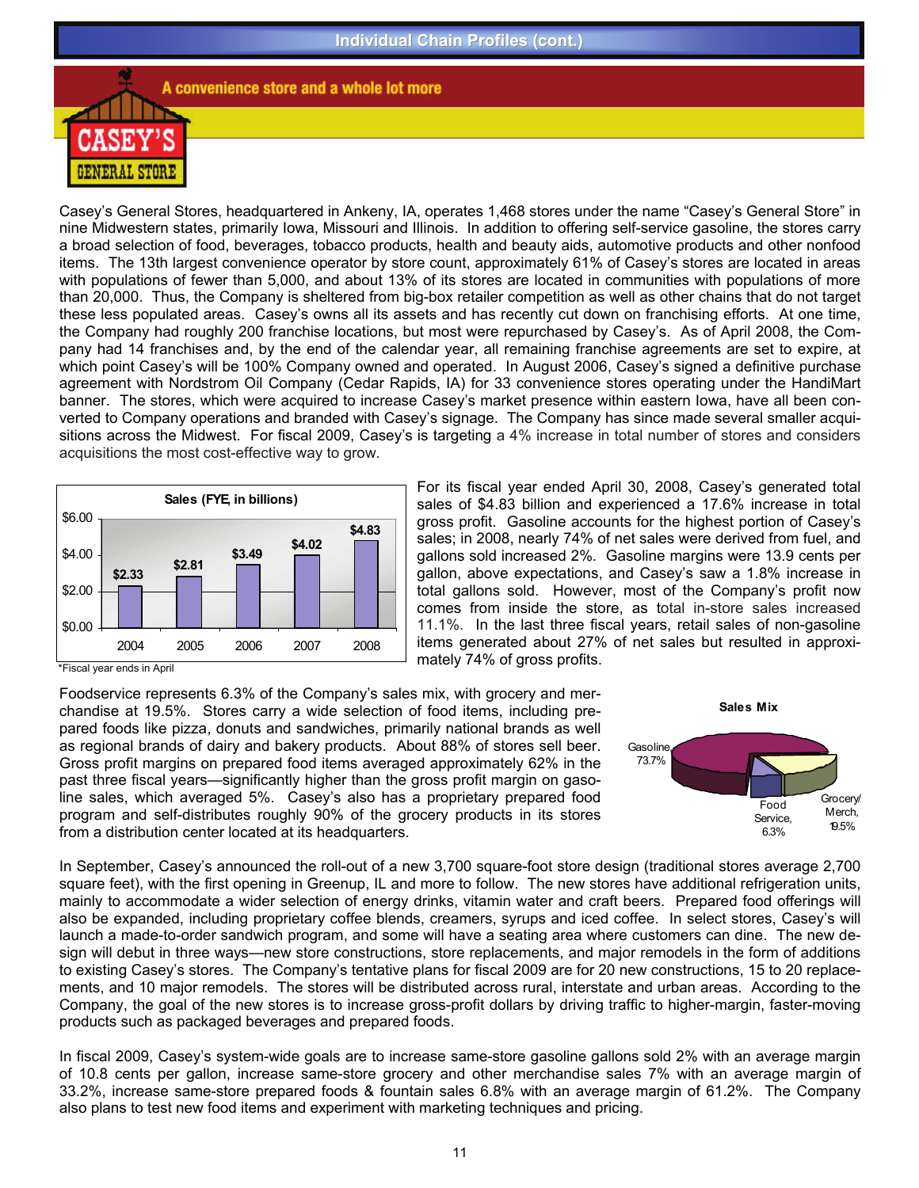## Individual Chain Profiles (cont.)

### A convenience store and a whole lot more

CASEY'S GENERAL STORE

Casey's General Stores, headquartered in Ankeny, IA, operates 1,468 stores under the name "Casey's General Store" in nine Midwestern states, primarily Iowa, Missouri and Illinois. In addition to offering self-service gasoline, the stores carry a broad selection of food, beverages, tobacco products, health and beauty aids, automotive products and other nonfood items. The 13th largest convenience operator by store count, approximately 61% of Casey's stores are located in areas with populations of fewer than 5,000, and about 13% of its stores are located in communities with populations of more than 20,000. Thus, the Company is sheltered from big-box retailer competition as well as other chains that do not target these less populated areas. Casey's owns all its assets and has recently cut down on franchising efforts. At one time, the Company had roughly 200 franchise locations, but most were repurchased by Casey's. As of April 2008, the Company had 14 franchises and, by the end of the calendar year, all remaining franchise agreements are set to expire, at which point Casey's will be 100% Company owned and operated. In August 2006, Casey's signed a definitive purchase agreement with Nordstrom Oil Company (Cedar Rapids, IA) for 33 convenience stores operating under the HandiMart banner. The stores, which were acquired to increase Casey's market presence within eastern Iowa, have all been converted to Company operations and branded with Casey's signage. The Company has since made several smaller acquisitions across the Midwest. For fiscal 2009, Casey's is targeting a 4% increase in total number of stores and considers acquisitions the most cost-effective way to grow.

**Sales (FYE, in billions)**

| Year | Sales |
|---|---|
| 2004 | $2.33 |
| 2005 | $2.81 |
| 2006 | $3.49 |
| 2007 | $4.02 |
| 2008 | $4.83 |

*Fiscal year ends in April

For its fiscal year ended April 30, 2008, Casey's generated total sales of $4.83 billion and experienced a 17.6% increase in total gross profit. Gasoline accounts for the highest portion of Casey's sales; in 2008, nearly 74% of net sales were derived from fuel, and gallons sold increased 2%. Gasoline margins were 13.9 cents per gallon, above expectations, and Casey's saw a 1.8% increase in total gallons sold. However, most of the Company's profit now comes from inside the store, as total in-store sales increased 11.1%. In the last three fiscal years, retail sales of non-gasoline items generated about 27% of net sales but resulted in approximately 74% of gross profits.

Foodservice represents 6.3% of the Company's sales mix, with grocery and merchandise at 19.5%. Stores carry a wide selection of food items, including prepared foods like pizza, donuts and sandwiches, primarily national brands as well as regional brands of dairy and bakery products. About 88% of stores sell beer. Gross profit margins on prepared food items averaged approximately 62% in the past three fiscal years—significantly higher than the gross profit margin on gasoline sales, which averaged 5%. Casey's also has a proprietary prepared food program and self-distributes roughly 90% of the grocery products in its stores from a distribution center located at its headquarters.

**Sales Mix**

| Category | Share |
|---|---|
| Gasoline | 73.7% |
| Food Service | 6.3% |
| Grocery/Merch. | 19.5% |

In September, Casey's announced the roll-out of a new 3,700 square-foot store design (traditional stores average 2,700 square feet), with the first opening in Greenup, IL and more to follow. The new stores have additional refrigeration units, mainly to accommodate a wider selection of energy drinks, vitamin water and craft beers. Prepared food offerings will also be expanded, including proprietary coffee blends, creamers, syrups and iced coffee. In select stores, Casey's will launch a made-to-order sandwich program, and some will have a seating area where customers can dine. The new design will debut in three ways—new store constructions, store replacements, and major remodels in the form of additions to existing Casey's stores. The Company's tentative plans for fiscal 2009 are for 20 new constructions, 15 to 20 replacements, and 10 major remodels. The stores will be distributed across rural, interstate and urban areas. According to the Company, the goal of the new stores is to increase gross-profit dollars by driving traffic to higher-margin, faster-moving products such as packaged beverages and prepared foods.

In fiscal 2009, Casey's system-wide goals are to increase same-store gasoline gallons sold 2% with an average margin of 10.8 cents per gallon, increase same-store grocery and other merchandise sales 7% with an average margin of 33.2%, increase same-store prepared foods & fountain sales 6.8% with an average margin of 61.2%. The Company also plans to test new food items and experiment with marketing techniques and pricing.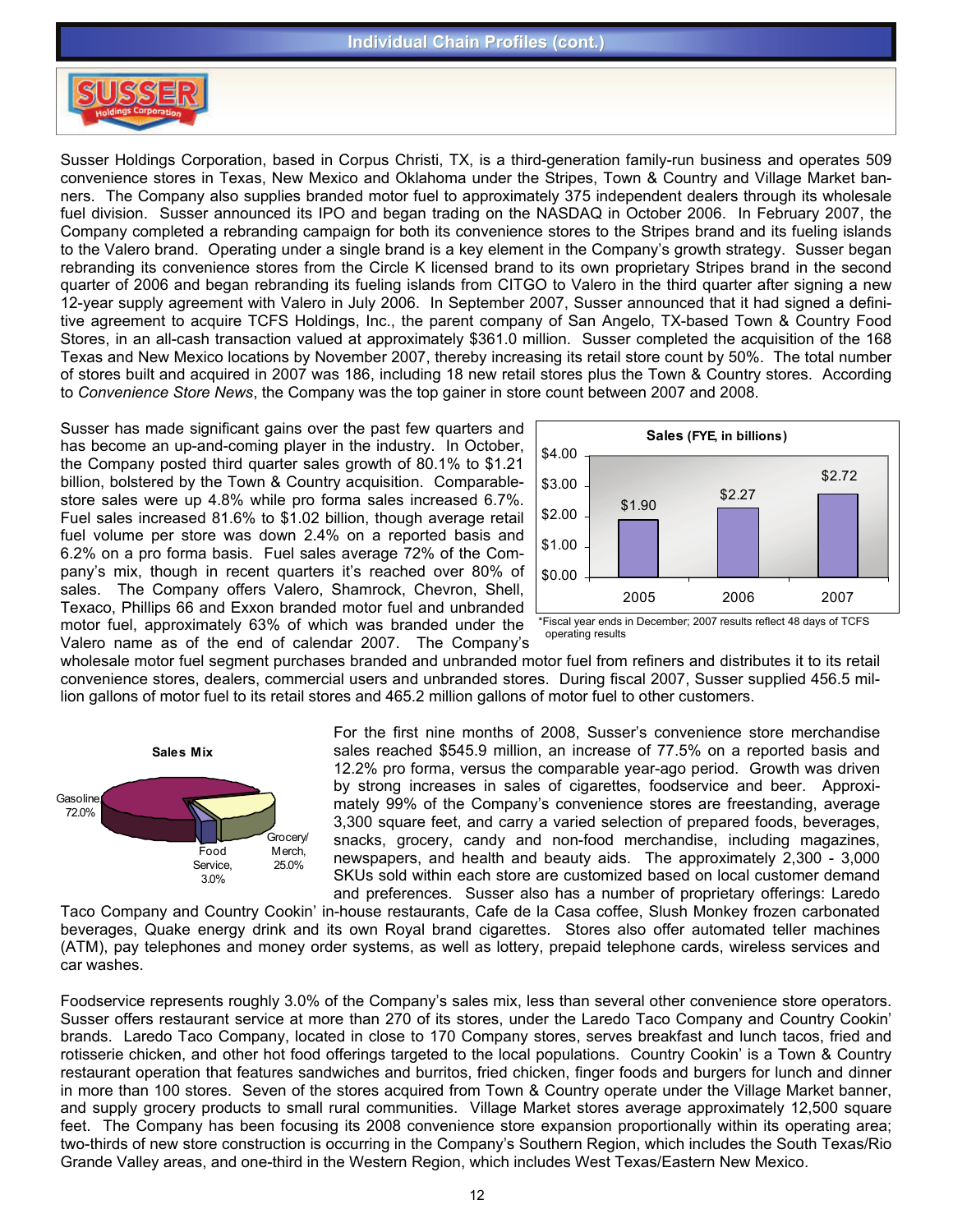## Individual Chain Profiles (cont.)

**SUSSER Holdings Corporation**

Susser Holdings Corporation, based in Corpus Christi, TX, is a third-generation family-run business and operates 509 convenience stores in Texas, New Mexico and Oklahoma under the Stripes, Town & Country and Village Market banners. The Company also supplies branded motor fuel to approximately 375 independent dealers through its wholesale fuel division. Susser announced its IPO and began trading on the NASDAQ in October 2006. In February 2007, the Company completed a rebranding campaign for both its convenience stores to the Stripes brand and its fueling islands to the Valero brand. Operating under a single brand is a key element in the Company's growth strategy. Susser began rebranding its convenience stores from the Circle K licensed brand to its own proprietary Stripes brand in the second quarter of 2006 and began rebranding its fueling islands from CITGO to Valero in the third quarter after signing a new 12-year supply agreement with Valero in July 2006. In September 2007, Susser announced that it had signed a definitive agreement to acquire TCFS Holdings, Inc., the parent company of San Angelo, TX-based Town & Country Food Stores, in an all-cash transaction valued at approximately $361.0 million. Susser completed the acquisition of the 168 Texas and New Mexico locations by November 2007, thereby increasing its retail store count by 50%. The total number of stores built and acquired in 2007 was 186, including 18 new retail stores plus the Town & Country stores. According to *Convenience Store News*, the Company was the top gainer in store count between 2007 and 2008.

Susser has made significant gains over the past few quarters and has become an up-and-coming player in the industry. In October, the Company posted third quarter sales growth of 80.1% to $1.21 billion, bolstered by the Town & Country acquisition. Comparable-store sales were up 4.8% while pro forma sales increased 6.7%. Fuel sales increased 81.6% to $1.02 billion, though average retail fuel volume per store was down 2.4% on a reported basis and 6.2% on a pro forma basis. Fuel sales average 72% of the Company's mix, though in recent quarters it's reached over 80% of sales. The Company offers Valero, Shamrock, Chevron, Shell, Texaco, Phillips 66 and Exxon branded motor fuel and unbranded motor fuel, approximately 63% of which was branded under the Valero name as of the end of calendar 2007. The Company's wholesale motor fuel segment purchases branded and unbranded motor fuel from refiners and distributes it to its retail convenience stores, dealers, commercial users and unbranded stores. During fiscal 2007, Susser supplied 456.5 million gallons of motor fuel to its retail stores and 465.2 million gallons of motor fuel to other customers.

**Sales (FYE, in billions)**

| Year | Sales |
|---|---|
| 2005 | $1.90 |
| 2006 | $2.27 |
| 2007 | $2.72 |

*Fiscal year ends in December; 2007 results reflect 48 days of TCFS operating results

**Sales Mix**

| Category | Share |
|---|---|
| Gasoline | 72.0% |
| Grocery/Merch. | 25.0% |
| Food Service | 3.0% |

For the first nine months of 2008, Susser's convenience store merchandise sales reached $545.9 million, an increase of 77.5% on a reported basis and 12.2% pro forma, versus the comparable year-ago period. Growth was driven by strong increases in sales of cigarettes, foodservice and beer. Approximately 99% of the Company's convenience stores are freestanding, average 3,300 square feet, and carry a varied selection of prepared foods, beverages, snacks, grocery, candy and non-food merchandise, including magazines, newspapers, and health and beauty aids. The approximately 2,300 - 3,000 SKUs sold within each store are customized based on local customer demand and preferences. Susser also has a number of proprietary offerings: Laredo Taco Company and Country Cookin' in-house restaurants, Cafe de la Casa coffee, Slush Monkey frozen carbonated beverages, Quake energy drink and its own Royal brand cigarettes. Stores also offer automated teller machines (ATM), pay telephones and money order systems, as well as lottery, prepaid telephone cards, wireless services and car washes.

Foodservice represents roughly 3.0% of the Company's sales mix, less than several other convenience store operators. Susser offers restaurant service at more than 270 of its stores, under the Laredo Taco Company and Country Cookin' brands. Laredo Taco Company, located in close to 170 Company stores, serves breakfast and lunch tacos, fried and rotisserie chicken, and other hot food offerings targeted to the local populations. Country Cookin' is a Town & Country restaurant operation that features sandwiches and burritos, fried chicken, finger foods and burgers for lunch and dinner in more than 100 stores. Seven of the stores acquired from Town & Country operate under the Village Market banner, and supply grocery products to small rural communities. Village Market stores average approximately 12,500 square feet. The Company has been focusing its 2008 convenience store expansion proportionally within its operating area; two-thirds of new store construction is occurring in the Company's Southern Region, which includes the South Texas/Rio Grande Valley areas, and one-third in the Western Region, which includes West Texas/Eastern New Mexico.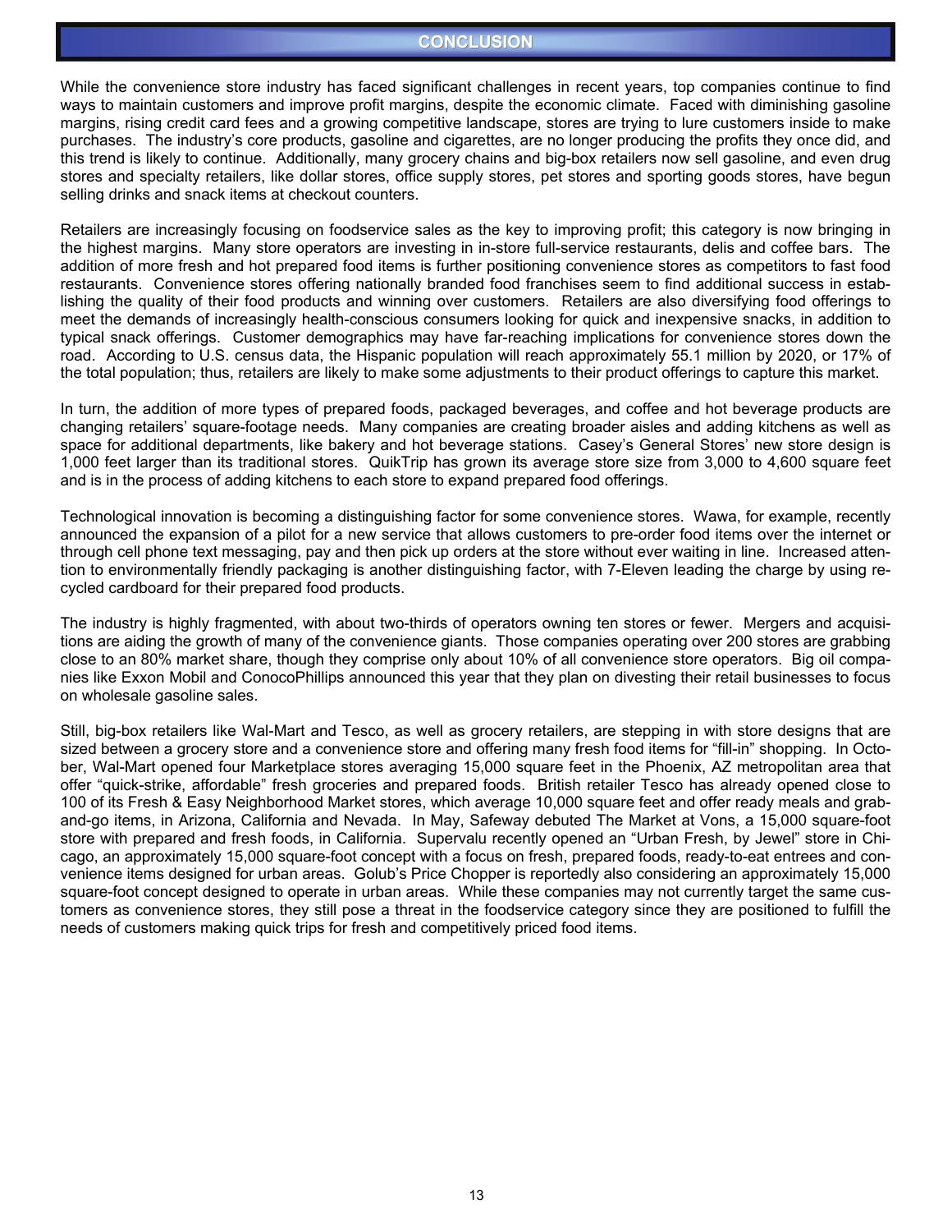# CONCLUSION

While the convenience store industry has faced significant challenges in recent years, top companies continue to find ways to maintain customers and improve profit margins, despite the economic climate. Faced with diminishing gasoline margins, rising credit card fees and a growing competitive landscape, stores are trying to lure customers inside to make purchases. The industry's core products, gasoline and cigarettes, are no longer producing the profits they once did, and this trend is likely to continue. Additionally, many grocery chains and big-box retailers now sell gasoline, and even drug stores and specialty retailers, like dollar stores, office supply stores, pet stores and sporting goods stores, have begun selling drinks and snack items at checkout counters.

Retailers are increasingly focusing on foodservice sales as the key to improving profit; this category is now bringing in the highest margins. Many store operators are investing in in-store full-service restaurants, delis and coffee bars. The addition of more fresh and hot prepared food items is further positioning convenience stores as competitors to fast food restaurants. Convenience stores offering nationally branded food franchises seem to find additional success in establishing the quality of their food products and winning over customers. Retailers are also diversifying food offerings to meet the demands of increasingly health-conscious consumers looking for quick and inexpensive snacks, in addition to typical snack offerings. Customer demographics may have far-reaching implications for convenience stores down the road. According to U.S. census data, the Hispanic population will reach approximately 55.1 million by 2020, or 17% of the total population; thus, retailers are likely to make some adjustments to their product offerings to capture this market.

In turn, the addition of more types of prepared foods, packaged beverages, and coffee and hot beverage products are changing retailers' square-footage needs. Many companies are creating broader aisles and adding kitchens as well as space for additional departments, like bakery and hot beverage stations. Casey's General Stores' new store design is 1,000 feet larger than its traditional stores. QuikTrip has grown its average store size from 3,000 to 4,600 square feet and is in the process of adding kitchens to each store to expand prepared food offerings.

Technological innovation is becoming a distinguishing factor for some convenience stores. Wawa, for example, recently announced the expansion of a pilot for a new service that allows customers to pre-order food items over the internet or through cell phone text messaging, pay and then pick up orders at the store without ever waiting in line. Increased attention to environmentally friendly packaging is another distinguishing factor, with 7-Eleven leading the charge by using recycled cardboard for their prepared food products.

The industry is highly fragmented, with about two-thirds of operators owning ten stores or fewer. Mergers and acquisitions are aiding the growth of many of the convenience giants. Those companies operating over 200 stores are grabbing close to an 80% market share, though they comprise only about 10% of all convenience store operators. Big oil companies like Exxon Mobil and ConocoPhillips announced this year that they plan on divesting their retail businesses to focus on wholesale gasoline sales.

Still, big-box retailers like Wal-Mart and Tesco, as well as grocery retailers, are stepping in with store designs that are sized between a grocery store and a convenience store and offering many fresh food items for "fill-in" shopping. In October, Wal-Mart opened four Marketplace stores averaging 15,000 square feet in the Phoenix, AZ metropolitan area that offer "quick-strike, affordable" fresh groceries and prepared foods. British retailer Tesco has already opened close to 100 of its Fresh & Easy Neighborhood Market stores, which average 10,000 square feet and offer ready meals and grab-and-go items, in Arizona, California and Nevada. In May, Safeway debuted The Market at Vons, a 15,000 square-foot store with prepared and fresh foods, in California. Supervalu recently opened an "Urban Fresh, by Jewel" store in Chicago, an approximately 15,000 square-foot concept with a focus on fresh, prepared foods, ready-to-eat entrees and convenience items designed for urban areas. Golub's Price Chopper is reportedly also considering an approximately 15,000 square-foot concept designed to operate in urban areas. While these companies may not currently target the same customers as convenience stores, they still pose a threat in the foodservice category since they are positioned to fulfill the needs of customers making quick trips for fresh and competitively priced food items.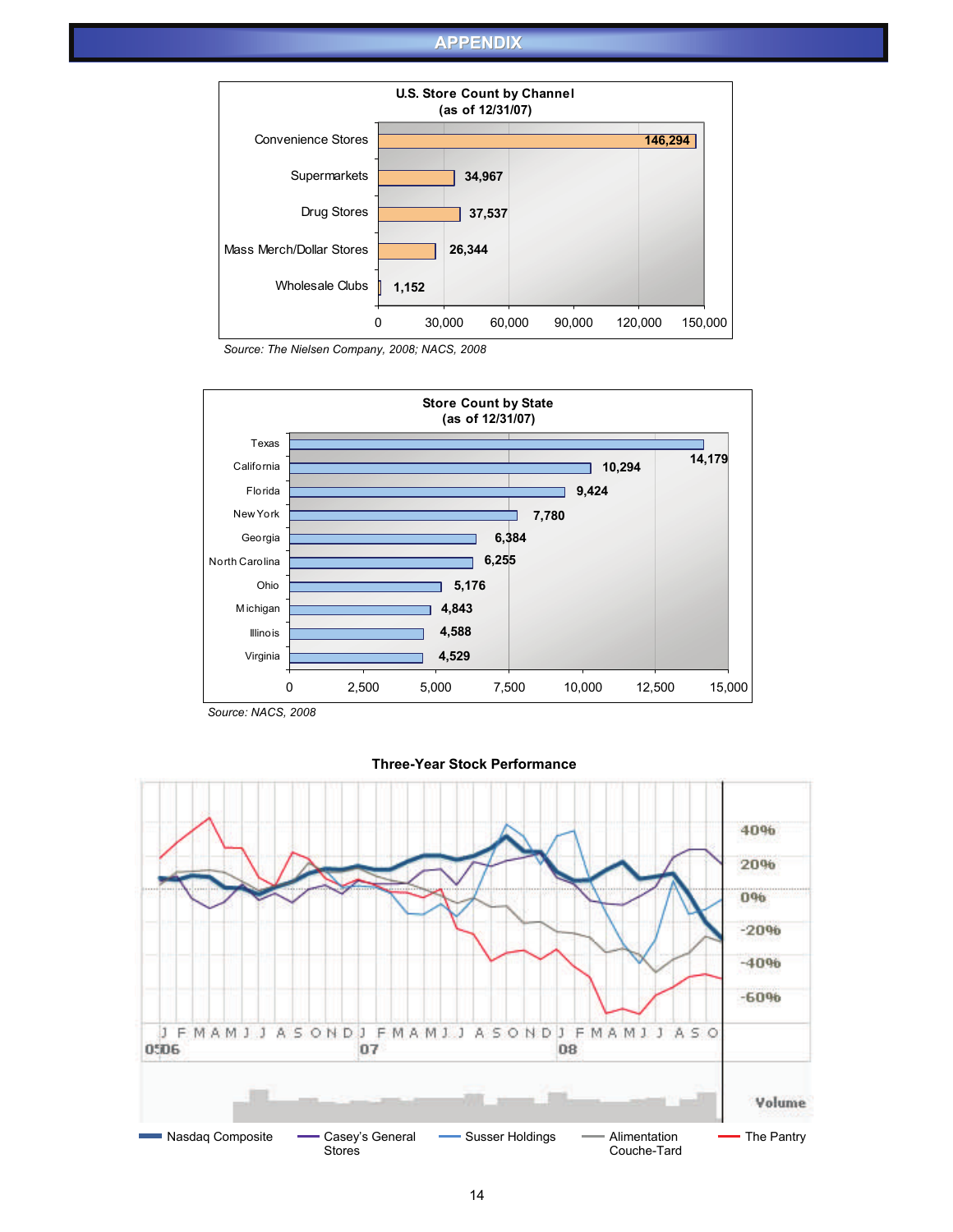# APPENDIX

**U.S. Store Count by Channel (as of 12/31/07)**

| Channel | Store Count |
|---|---|
| Convenience Stores | 146,294 |
| Supermarkets | 34,967 |
| Drug Stores | 37,537 |
| Mass Merch/Dollar Stores | 26,344 |
| Wholesale Clubs | 1,152 |

*Source: The Nielsen Company, 2008; NACS, 2008*

**Store Count by State (as of 12/31/07)**

| State | Store Count |
|---|---|
| Texas | 14,179 |
| California | 10,294 |
| Florida | 9,424 |
| New York | 7,780 |
| Georgia | 6,384 |
| North Carolina | 6,255 |
| Ohio | 5,176 |
| Michigan | 4,843 |
| Illinois | 4,588 |
| Virginia | 4,529 |

*Source: NACS, 2008*

**Three-Year Stock Performance**

Legend: Nasdaq Composite; Casey's General Stores; Susser Holdings; Alimentation Couche-Tard; The Pantry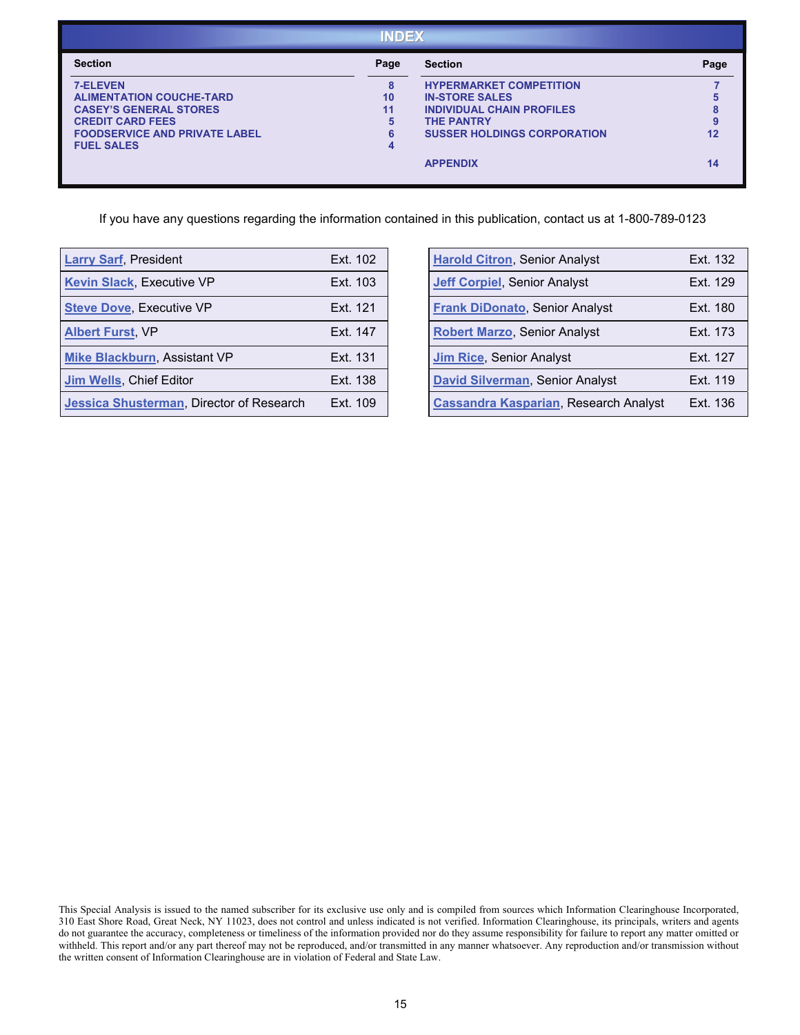## INDEX

| Section | Page | Section | Page |
|---|---|---|---|
| 7-ELEVEN | 8 | HYPERMARKET COMPETITION | 7 |
| ALIMENTATION COUCHE-TARD | 10 | IN-STORE SALES | 5 |
| CASEY'S GENERAL STORES | 11 | INDIVIDUAL CHAIN PROFILES | 8 |
| CREDIT CARD FEES | 5 | THE PANTRY | 9 |
| FOODSERVICE AND PRIVATE LABEL | 6 | SUSSER HOLDINGS CORPORATION | 12 |
| FUEL SALES | 4 | | |
| | | APPENDIX | 14 |

If you have any questions regarding the information contained in this publication, contact us at 1-800-789-0123

| | |
|---|---|
| Larry Sarf, President | Ext. 102 |
| Kevin Slack, Executive VP | Ext. 103 |
| Steve Dove, Executive VP | Ext. 121 |
| Albert Furst, VP | Ext. 147 |
| Mike Blackburn, Assistant VP | Ext. 131 |
| Jim Wells, Chief Editor | Ext. 138 |
| Jessica Shusterman, Director of Research | Ext. 109 |

| | |
|---|---|
| Harold Citron, Senior Analyst | Ext. 132 |
| Jeff Corpiel, Senior Analyst | Ext. 129 |
| Frank DiDonato, Senior Analyst | Ext. 180 |
| Robert Marzo, Senior Analyst | Ext. 173 |
| Jim Rice, Senior Analyst | Ext. 127 |
| David Silverman, Senior Analyst | Ext. 119 |
| Cassandra Kasparian, Research Analyst | Ext. 136 |

This Special Analysis is issued to the named subscriber for its exclusive use only and is compiled from sources which Information Clearinghouse Incorporated, 310 East Shore Road, Great Neck, NY 11023, does not control and unless indicated is not verified. Information Clearinghouse, its principals, writers and agents do not guarantee the accuracy, completeness or timeliness of the information provided nor do they assume responsibility for failure to report any matter omitted or withheld. This report and/or any part thereof may not be reproduced, and/or transmitted in any manner whatsoever. Any reproduction and/or transmission without the written consent of Information Clearinghouse are in violation of Federal and State Law.